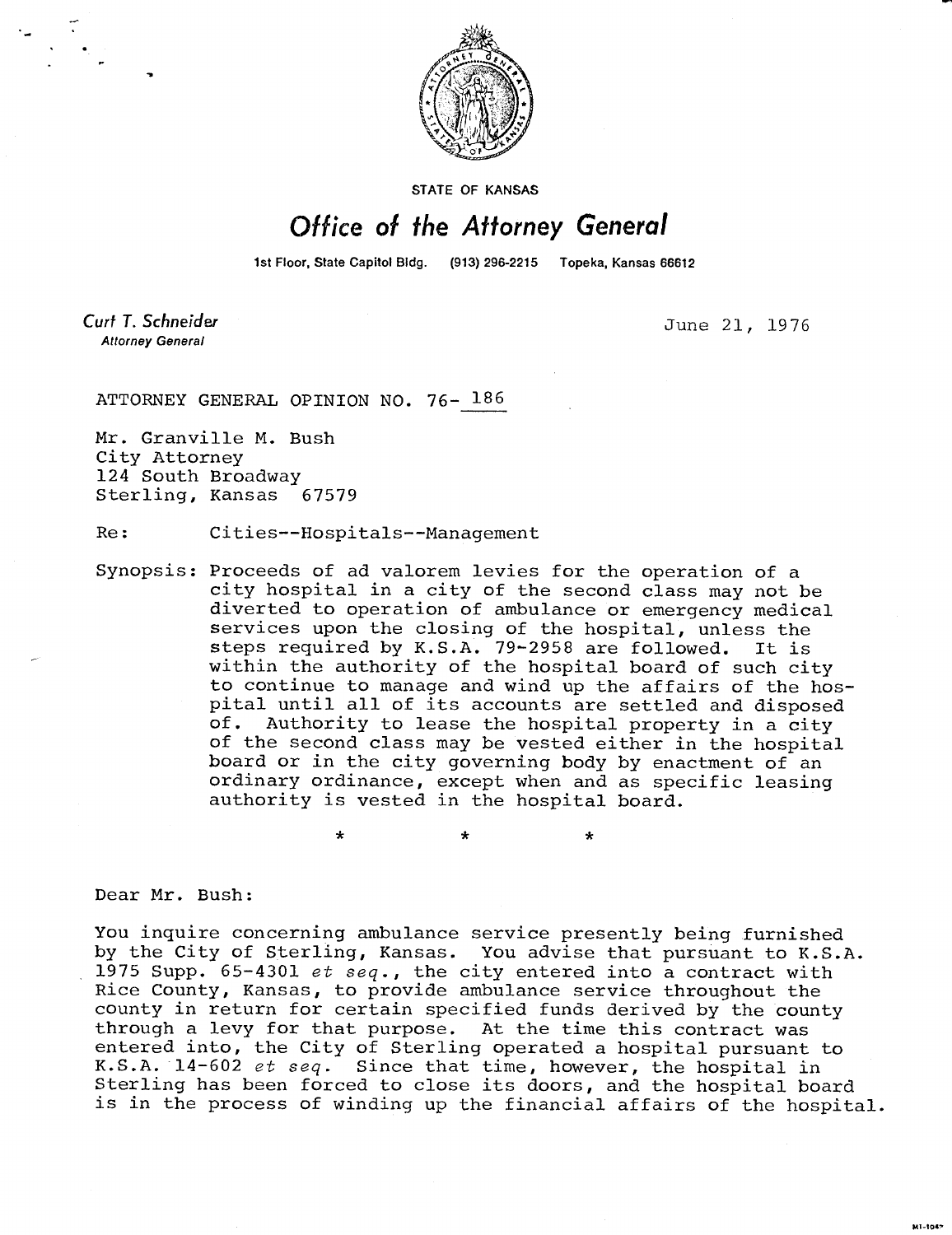STATE OF KANSAS

# Office of the Attorney General

1st Floor, State Capitol Bldg. (913) 296-2215 Topeka, Kansas 66612

*Curt T. Schneider*
Attorney General

June 21, 1976

ATTORNEY GENERAL OPINION NO. 76- 186

Mr. Granville M. Bush
City Attorney
124 South Broadway
Sterling, Kansas 67579

Re: Cities--Hospitals--Management

Synopsis: Proceeds of ad valorem levies for the operation of a city hospital in a city of the second class may not be diverted to operation of ambulance or emergency medical services upon the closing of the hospital, unless the steps required by K.S.A. 79-2958 are followed. It is within the authority of the hospital board of such city to continue to manage and wind up the affairs of the hospital until all of its accounts are settled and disposed of. Authority to lease the hospital property in a city of the second class may be vested either in the hospital board or in the city governing body by enactment of an ordinary ordinance, except when and as specific leasing authority is vested in the hospital board.

\* \* \*

Dear Mr. Bush:

You inquire concerning ambulance service presently being furnished by the City of Sterling, Kansas. You advise that pursuant to K.S.A. 1975 Supp. 65-4301 *et seq.*, the city entered into a contract with Rice County, Kansas, to provide ambulance service throughout the county in return for certain specified funds derived by the county through a levy for that purpose. At the time this contract was entered into, the City of Sterling operated a hospital pursuant to K.S.A. 14-602 *et seq.* Since that time, however, the hospital in Sterling has been forced to close its doors, and the hospital board is in the process of winding up the financial affairs of the hospital.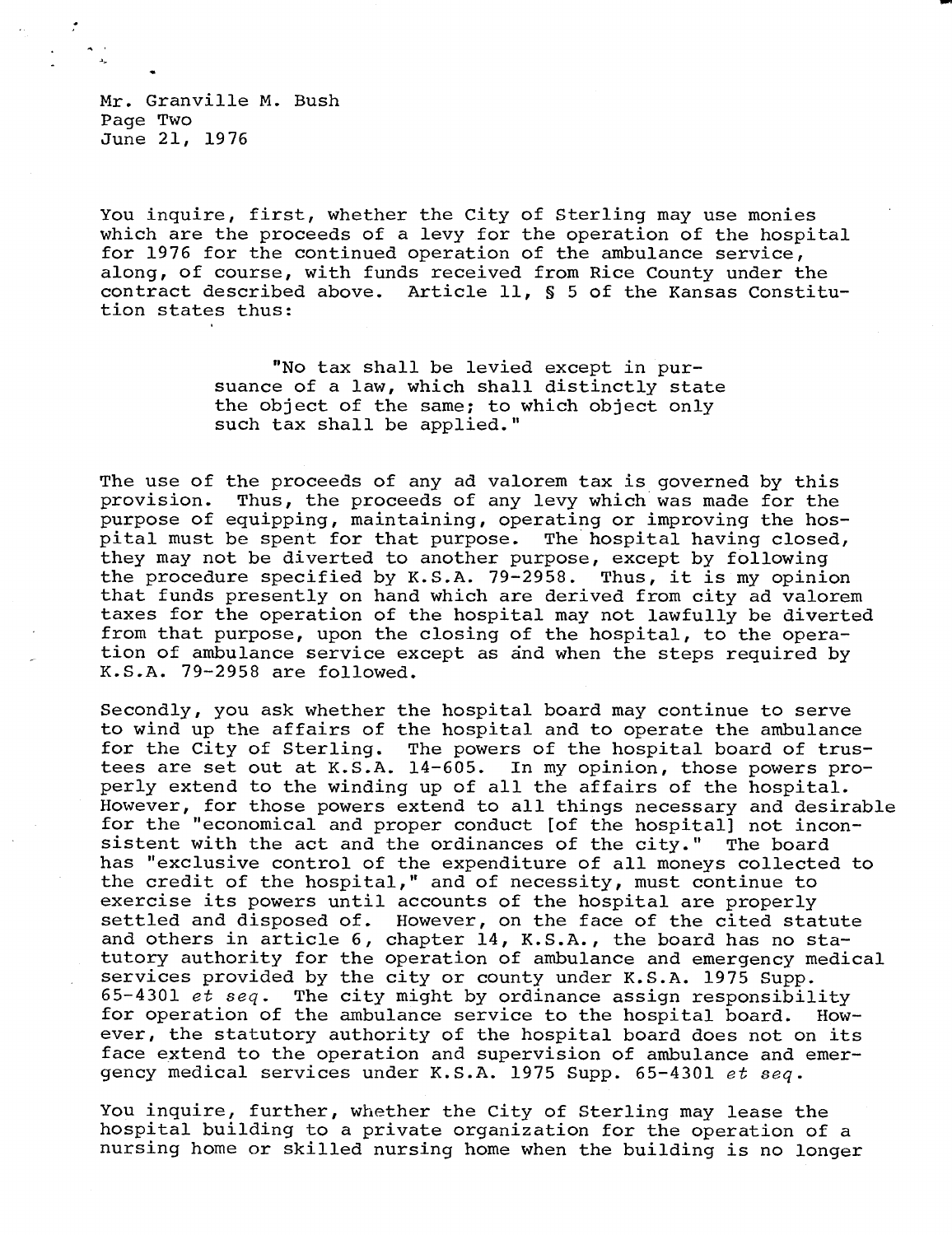You inquire, first, whether the City of Sterling may use monies which are the proceeds of a levy for the operation of the hospital for 1976 for the continued operation of the ambulance service, along, of course, with funds received from Rice County under the contract described above. Article 11, § 5 of the Kansas Constitution states thus:

> "No tax shall be levied except in pursuance of a law, which shall distinctly state the object of the same; to which object only such tax shall be applied."

The use of the proceeds of any ad valorem tax is governed by this provision. Thus, the proceeds of any levy which was made for the purpose of equipping, maintaining, operating or improving the hospital must be spent for that purpose. The hospital having closed, they may not be diverted to another purpose, except by following the procedure specified by K.S.A. 79-2958. Thus, it is my opinion that funds presently on hand which are derived from city ad valorem taxes for the operation of the hospital may not lawfully be diverted from that purpose, upon the closing of the hospital, to the operation of ambulance service except as and when the steps required by K.S.A. 79-2958 are followed.

Secondly, you ask whether the hospital board may continue to serve to wind up the affairs of the hospital and to operate the ambulance for the City of Sterling. The powers of the hospital board of trustees are set out at K.S.A. 14-605. In my opinion, those powers properly extend to the winding up of all the affairs of the hospital. However, for those powers extend to all things necessary and desirable for the "economical and proper conduct [of the hospital] not inconsistent with the act and the ordinances of the city." The board has "exclusive control of the expenditure of all moneys collected to the credit of the hospital," and of necessity, must continue to exercise its powers until accounts of the hospital are properly settled and disposed of. However, on the face of the cited statute and others in article 6, chapter 14, K.S.A., the board has no statutory authority for the operation of ambulance and emergency medical services provided by the city or county under K.S.A. 1975 Supp. 65-4301 *et seq*. The city might by ordinance assign responsibility for operation of the ambulance service to the hospital board. However, the statutory authority of the hospital board does not on its face extend to the operation and supervision of ambulance and emergency medical services under K.S.A. 1975 Supp. 65-4301 *et seq*.

You inquire, further, whether the City of Sterling may lease the hospital building to a private organization for the operation of a nursing home or skilled nursing home when the building is no longer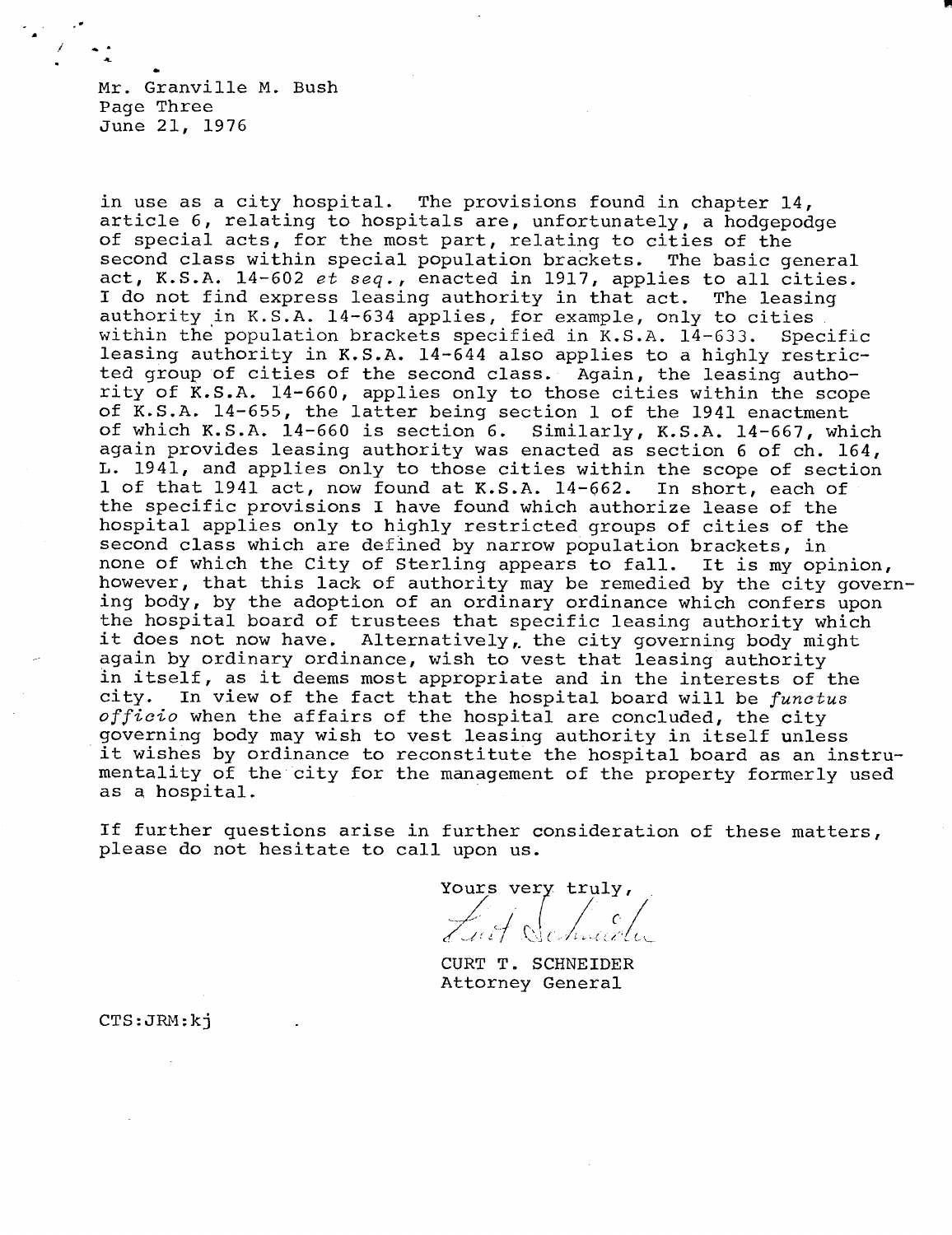Mr. Granville M. Bush
Page Three
June 21, 1976

in use as a city hospital. The provisions found in chapter 14, article 6, relating to hospitals are, unfortunately, a hodgepodge of special acts, for the most part, relating to cities of the second class within special population brackets. The basic general act, K.S.A. 14-602 *et seq.*, enacted in 1917, applies to all cities. I do not find express leasing authority in that act. The leasing authority in K.S.A. 14-634 applies, for example, only to cities within the population brackets specified in K.S.A. 14-633. Specific leasing authority in K.S.A. 14-644 also applies to a highly restricted group of cities of the second class. Again, the leasing authority of K.S.A. 14-660, applies only to those cities within the scope of K.S.A. 14-655, the latter being section 1 of the 1941 enactment of which K.S.A. 14-660 is section 6. Similarly, K.S.A. 14-667, which again provides leasing authority was enacted as section 6 of ch. 164, L. 1941, and applies only to those cities within the scope of section 1 of that 1941 act, now found at K.S.A. 14-662. In short, each of the specific provisions I have found which authorize lease of the hospital applies only to highly restricted groups of cities of the second class which are defined by narrow population brackets, in none of which the City of Sterling appears to fall. It is my opinion, however, that this lack of authority may be remedied by the city governing body, by the adoption of an ordinary ordinance which confers upon the hospital board of trustees that specific leasing authority which it does not now have. Alternatively, the city governing body might again by ordinary ordinance, wish to vest that leasing authority in itself, as it deems most appropriate and in the interests of the city. In view of the fact that the hospital board will be *functus officio* when the affairs of the hospital are concluded, the city governing body may wish to vest leasing authority in itself unless it wishes by ordinance to reconstitute the hospital board as an instrumentality of the city for the management of the property formerly used as a hospital.

If further questions arise in further consideration of these matters, please do not hesitate to call upon us.

Yours very truly,

CURT T. SCHNEIDER
Attorney General

CTS:JRM:kj